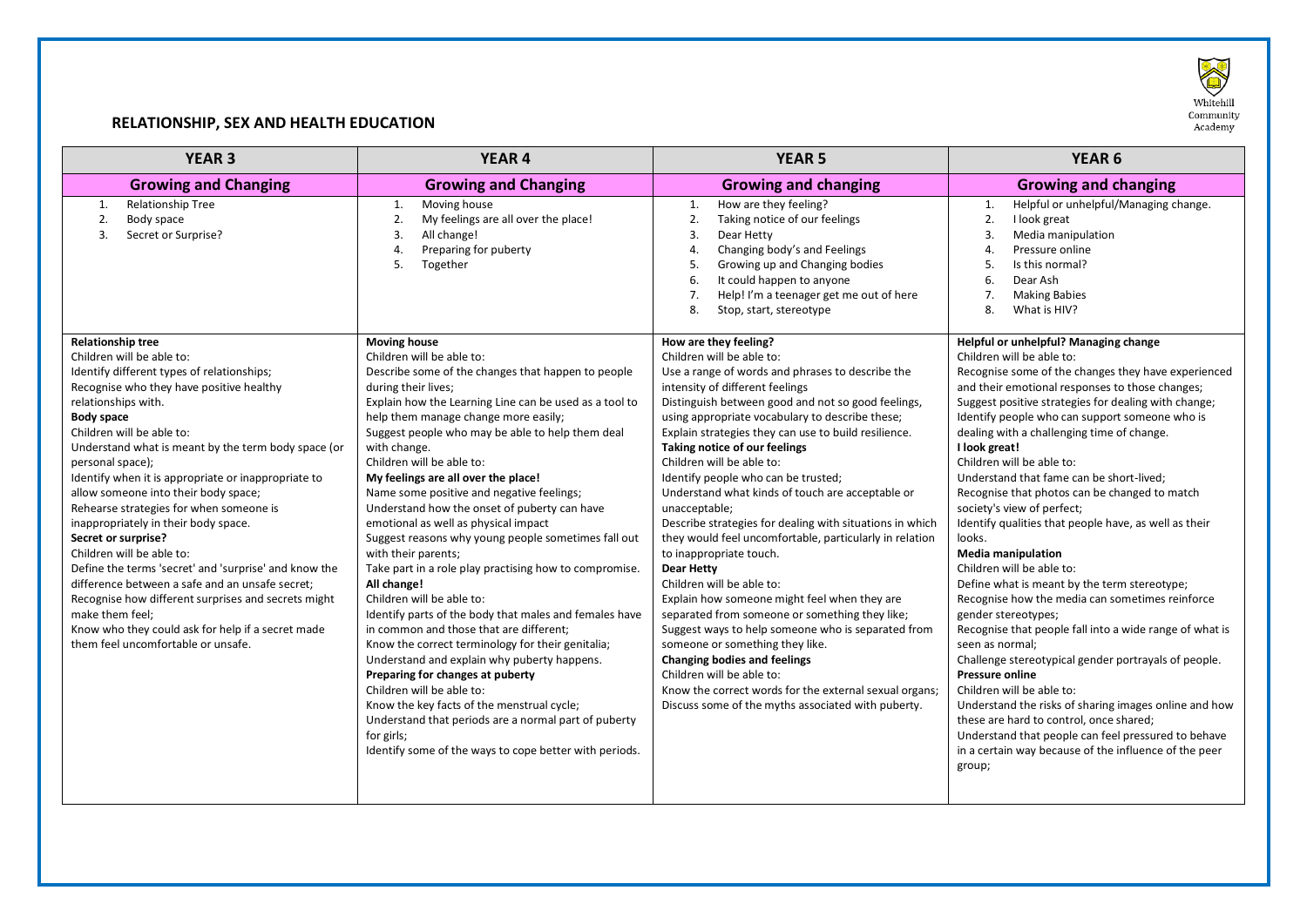## RELATIONSHIP, SEX AND HEALTH EDUCATION

| YEAR 3 | YEAR 4 | YEAR 5 | YEAR 6 |
|---|---|---|---|
| **Growing and Changing** | **Growing and Changing** | **Growing and changing** | **Growing and changing** |
| 1. Relationship Tree<br>2. Body space<br>3. Secret or Surprise? | 1. Moving house<br>2. My feelings are all over the place!<br>3. All change!<br>4. Preparing for puberty<br>5. Together | 1. How are they feeling?<br>2. Taking notice of our feelings<br>3. Dear Hetty<br>4. Changing body's and Feelings<br>5. Growing up and Changing bodies<br>6. It could happen to anyone<br>7. Help! I'm a teenager get me out of here<br>8. Stop, start, stereotype | 1. Helpful or unhelpful/Managing change.<br>2. I look great<br>3. Media manipulation<br>4. Pressure online<br>5. Is this normal?<br>6. Dear Ash<br>7. Making Babies<br>8. What is HIV? |
| **Relationship tree**<br>Children will be able to:<br>Identify different types of relationships;<br>Recognise who they have positive healthy relationships with.<br>**Body space**<br>Children will be able to:<br>Understand what is meant by the term body space (or personal space);<br>Identify when it is appropriate or inappropriate to allow someone into their body space;<br>Rehearse strategies for when someone is inappropriately in their body space.<br>**Secret or surprise?**<br>Children will be able to:<br>Define the terms 'secret' and 'surprise' and know the difference between a safe and an unsafe secret;<br>Recognise how different surprises and secrets might make them feel;<br>Know who they could ask for help if a secret made them feel uncomfortable or unsafe. | **Moving house**<br>Children will be able to:<br>Describe some of the changes that happen to people during their lives;<br>Explain how the Learning Line can be used as a tool to help them manage change more easily;<br>Suggest people who may be able to help them deal with change.<br>Children will be able to:<br>**My feelings are all over the place!**<br>Name some positive and negative feelings;<br>Understand how the onset of puberty can have emotional as well as physical impact<br>Suggest reasons why young people sometimes fall out with their parents;<br>Take part in a role play practising how to compromise.<br>**All change!**<br>Children will be able to:<br>Identify parts of the body that males and females have in common and those that are different;<br>Know the correct terminology for their genitalia;<br>Understand and explain why puberty happens.<br>**Preparing for changes at puberty**<br>Children will be able to:<br>Know the key facts of the menstrual cycle;<br>Understand that periods are a normal part of puberty for girls;<br>Identify some of the ways to cope better with periods. | **How are they feeling?**<br>Children will be able to:<br>Use a range of words and phrases to describe the intensity of different feelings<br>Distinguish between good and not so good feelings, using appropriate vocabulary to describe these;<br>Explain strategies they can use to build resilience.<br>**Taking notice of our feelings**<br>Children will be able to:<br>Identify people who can be trusted;<br>Understand what kinds of touch are acceptable or unacceptable;<br>Describe strategies for dealing with situations in which they would feel uncomfortable, particularly in relation to inappropriate touch.<br>**Dear Hetty**<br>Children will be able to:<br>Explain how someone might feel when they are separated from someone or something they like;<br>Suggest ways to help someone who is separated from someone or something they like.<br>**Changing bodies and feelings**<br>Children will be able to:<br>Know the correct words for the external sexual organs;<br>Discuss some of the myths associated with puberty. | **Helpful or unhelpful? Managing change**<br>Children will be able to:<br>Recognise some of the changes they have experienced and their emotional responses to those changes;<br>Suggest positive strategies for dealing with change;<br>Identify people who can support someone who is dealing with a challenging time of change.<br>**I look great!**<br>Children will be able to:<br>Understand that fame can be short-lived;<br>Recognise that photos can be changed to match society's view of perfect;<br>Identify qualities that people have, as well as their looks.<br>**Media manipulation**<br>Children will be able to:<br>Define what is meant by the term stereotype;<br>Recognise how the media can sometimes reinforce gender stereotypes;<br>Recognise that people fall into a wide range of what is seen as normal;<br>Challenge stereotypical gender portrayals of people.<br>**Pressure online**<br>Children will be able to:<br>Understand the risks of sharing images online and how these are hard to control, once shared;<br>Understand that people can feel pressured to behave in a certain way because of the influence of the peer group; |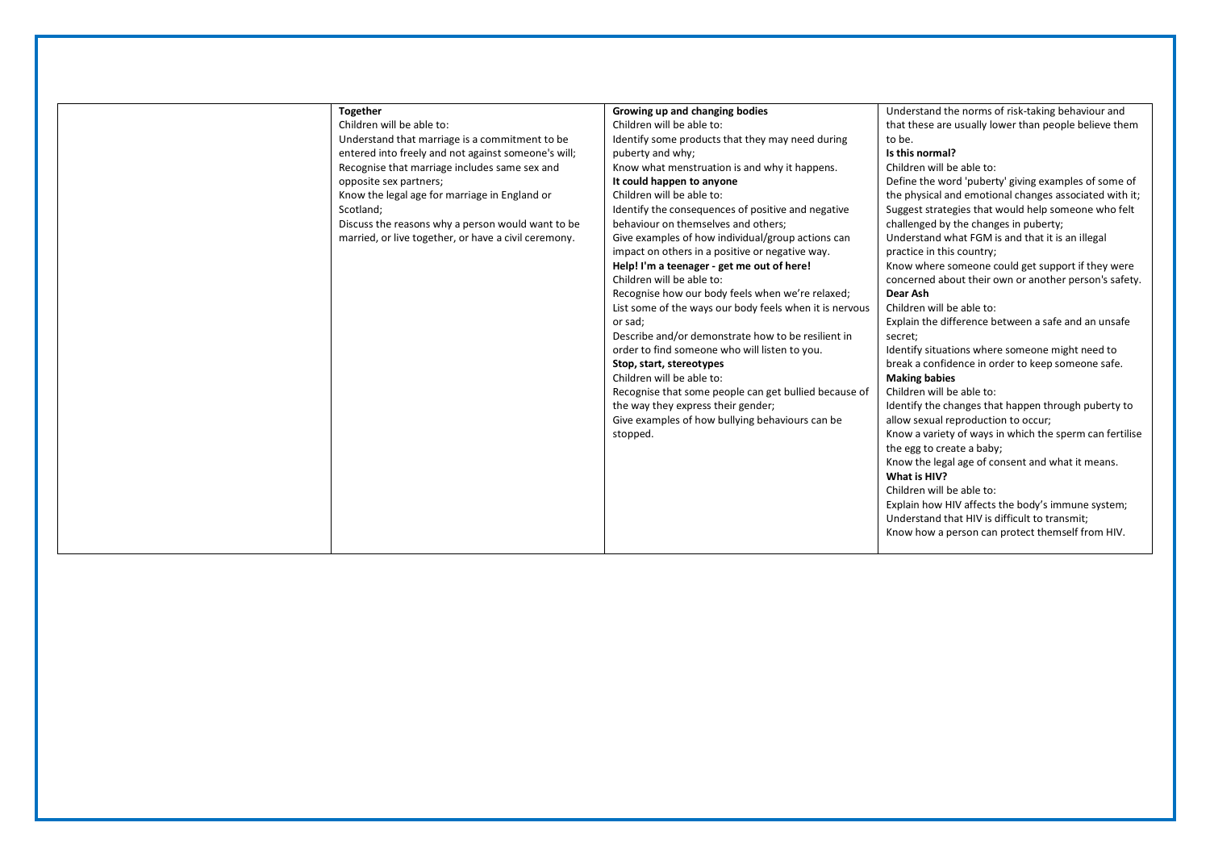| | | | |
|---|---|---|---|
| | **Together**<br>Children will be able to:<br>Understand that marriage is a commitment to be entered into freely and not against someone's will;<br>Recognise that marriage includes same sex and opposite sex partners;<br>Know the legal age for marriage in England or Scotland;<br>Discuss the reasons why a person would want to be married, or live together, or have a civil ceremony. | **Growing up and changing bodies**<br>Children will be able to:<br>Identify some products that they may need during puberty and why;<br>Know what menstruation is and why it happens.<br>**It could happen to anyone**<br>Children will be able to:<br>Identify the consequences of positive and negative behaviour on themselves and others;<br>Give examples of how individual/group actions can impact on others in a positive or negative way.<br>**Help! I'm a teenager - get me out of here!**<br>Children will be able to:<br>Recognise how our body feels when we're relaxed;<br>List some of the ways our body feels when it is nervous or sad;<br>Describe and/or demonstrate how to be resilient in order to find someone who will listen to you.<br>**Stop, start, stereotypes**<br>Children will be able to:<br>Recognise that some people can get bullied because of the way they express their gender;<br>Give examples of how bullying behaviours can be stopped. | Understand the norms of risk-taking behaviour and that these are usually lower than people believe them to be.<br>**Is this normal?**<br>Children will be able to:<br>Define the word 'puberty' giving examples of some of the physical and emotional changes associated with it;<br>Suggest strategies that would help someone who felt challenged by the changes in puberty;<br>Understand what FGM is and that it is an illegal practice in this country;<br>Know where someone could get support if they were concerned about their own or another person's safety.<br>**Dear Ash**<br>Children will be able to:<br>Explain the difference between a safe and an unsafe secret;<br>Identify situations where someone might need to break a confidence in order to keep someone safe.<br>**Making babies**<br>Children will be able to:<br>Identify the changes that happen through puberty to allow sexual reproduction to occur;<br>Know a variety of ways in which the sperm can fertilise the egg to create a baby;<br>Know the legal age of consent and what it means.<br>**What is HIV?**<br>Children will be able to:<br>Explain how HIV affects the body's immune system;<br>Understand that HIV is difficult to transmit;<br>Know how a person can protect themself from HIV. |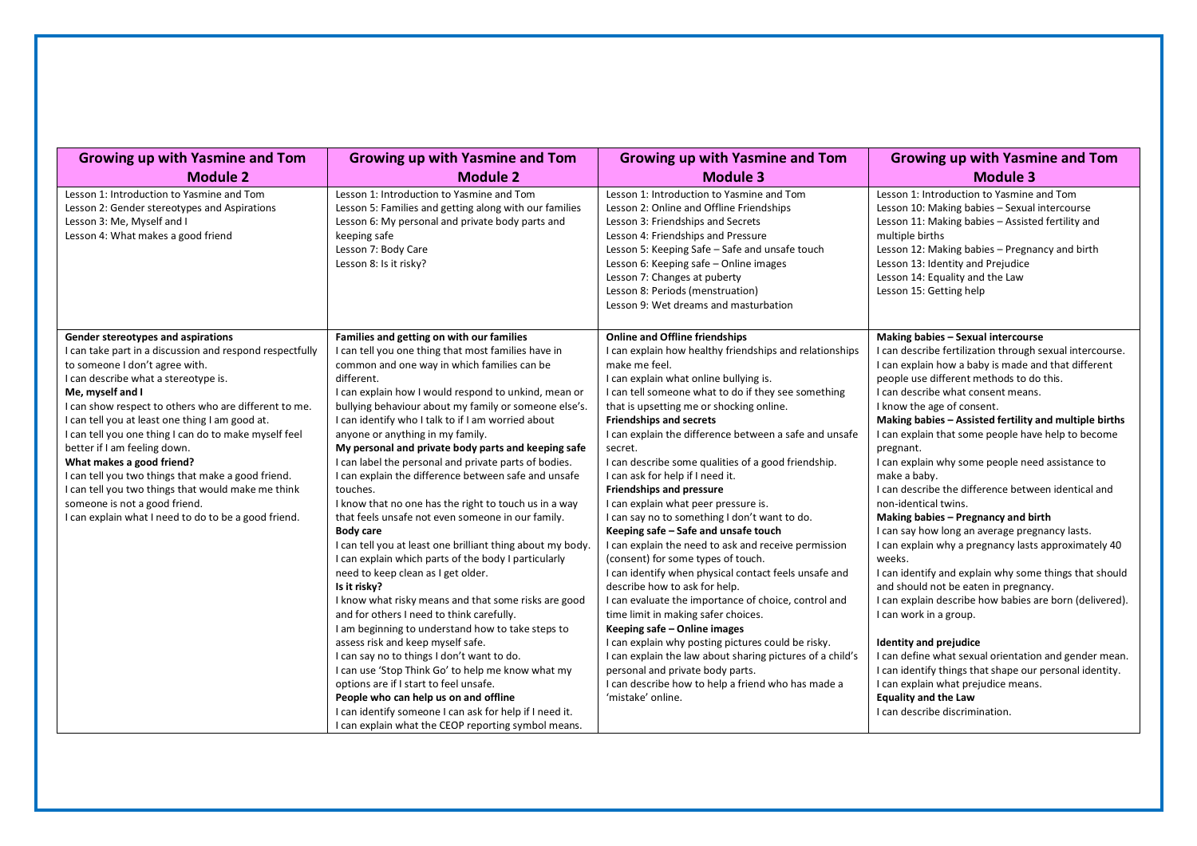| Growing up with Yasmine and Tom Module 2 | Growing up with Yasmine and Tom Module 2 | Growing up with Yasmine and Tom Module 3 | Growing up with Yasmine and Tom Module 3 |
|---|---|---|---|
| Lesson 1: Introduction to Yasmine and Tom<br>Lesson 2: Gender stereotypes and Aspirations<br>Lesson 3: Me, Myself and I<br>Lesson 4: What makes a good friend | Lesson 1: Introduction to Yasmine and Tom<br>Lesson 5: Families and getting along with our families<br>Lesson 6: My personal and private body parts and keeping safe<br>Lesson 7: Body Care<br>Lesson 8: Is it risky? | Lesson 1: Introduction to Yasmine and Tom<br>Lesson 2: Online and Offline Friendships<br>Lesson 3: Friendships and Secrets<br>Lesson 4: Friendships and Pressure<br>Lesson 5: Keeping Safe – Safe and unsafe touch<br>Lesson 6: Keeping safe – Online images<br>Lesson 7: Changes at puberty<br>Lesson 8: Periods (menstruation)<br>Lesson 9: Wet dreams and masturbation | Lesson 1: Introduction to Yasmine and Tom<br>Lesson 10: Making babies – Sexual intercourse<br>Lesson 11: Making babies – Assisted fertility and multiple births<br>Lesson 12: Making babies – Pregnancy and birth<br>Lesson 13: Identity and Prejudice<br>Lesson 14: Equality and the Law<br>Lesson 15: Getting help |
| **Gender stereotypes and aspirations**<br>I can take part in a discussion and respond respectfully to someone I don't agree with.<br>I can describe what a stereotype is.<br>**Me, myself and I**<br>I can show respect to others who are different to me.<br>I can tell you at least one thing I am good at.<br>I can tell you one thing I can do to make myself feel better if I am feeling down.<br>**What makes a good friend?**<br>I can tell you two things that make a good friend.<br>I can tell you two things that would make me think someone is not a good friend.<br>I can explain what I need to do to be a good friend. | **Families and getting on with our families**<br>I can tell you one thing that most families have in common and one way in which families can be different.<br>I can explain how I would respond to unkind, mean or bullying behaviour about my family or someone else's.<br>I can identify who I talk to if I am worried about anyone or anything in my family.<br>**My personal and private body parts and keeping safe**<br>I can label the personal and private parts of bodies.<br>I can explain the difference between safe and unsafe touches.<br>I know that no one has the right to touch us in a way that feels unsafe not even someone in our family.<br>**Body care**<br>I can tell you at least one brilliant thing about my body.<br>I can explain which parts of the body I particularly need to keep clean as I get older.<br>**Is it risky?**<br>I know what risky means and that some risks are good and for others I need to think carefully.<br>I am beginning to understand how to take steps to assess risk and keep myself safe.<br>I can say no to things I don't want to do.<br>I can use 'Stop Think Go' to help me know what my options are if I start to feel unsafe.<br>**People who can help us on and offline**<br>I can identify someone I can ask for help if I need it.<br>I can explain what the CEOP reporting symbol means. | **Online and Offline friendships**<br>I can explain how healthy friendships and relationships make me feel.<br>I can explain what online bullying is.<br>I can tell someone what to do if they see something that is upsetting me or shocking online.<br>**Friendships and secrets**<br>I can explain the difference between a safe and unsafe secret.<br>I can describe some qualities of a good friendship.<br>I can ask for help if I need it.<br>**Friendships and pressure**<br>I can explain what peer pressure is.<br>I can say no to something I don't want to do.<br>**Keeping safe – Safe and unsafe touch**<br>I can explain the need to ask and receive permission (consent) for some types of touch.<br>I can identify when physical contact feels unsafe and describe how to ask for help.<br>I can evaluate the importance of choice, control and time limit in making safer choices.<br>**Keeping safe – Online images**<br>I can explain why posting pictures could be risky.<br>I can explain the law about sharing pictures of a child's personal and private body parts.<br>I can describe how to help a friend who has made a 'mistake' online. | **Making babies – Sexual intercourse**<br>I can describe fertilization through sexual intercourse.<br>I can explain how a baby is made and that different people use different methods to do this.<br>I can describe what consent means.<br>I know the age of consent.<br>**Making babies – Assisted fertility and multiple births**<br>I can explain that some people have help to become pregnant.<br>I can explain why some people need assistance to make a baby.<br>I can describe the difference between identical and non-identical twins.<br>**Making babies – Pregnancy and birth**<br>I can say how long an average pregnancy lasts.<br>I can explain why a pregnancy lasts approximately 40 weeks.<br>I can identify and explain why some things that should and should not be eaten in pregnancy.<br>I can explain describe how babies are born (delivered).<br>I can work in a group.<br><br>**Identity and prejudice**<br>I can define what sexual orientation and gender mean.<br>I can identify things that shape our personal identity.<br>I can explain what prejudice means.<br>**Equality and the Law**<br>I can describe discrimination. |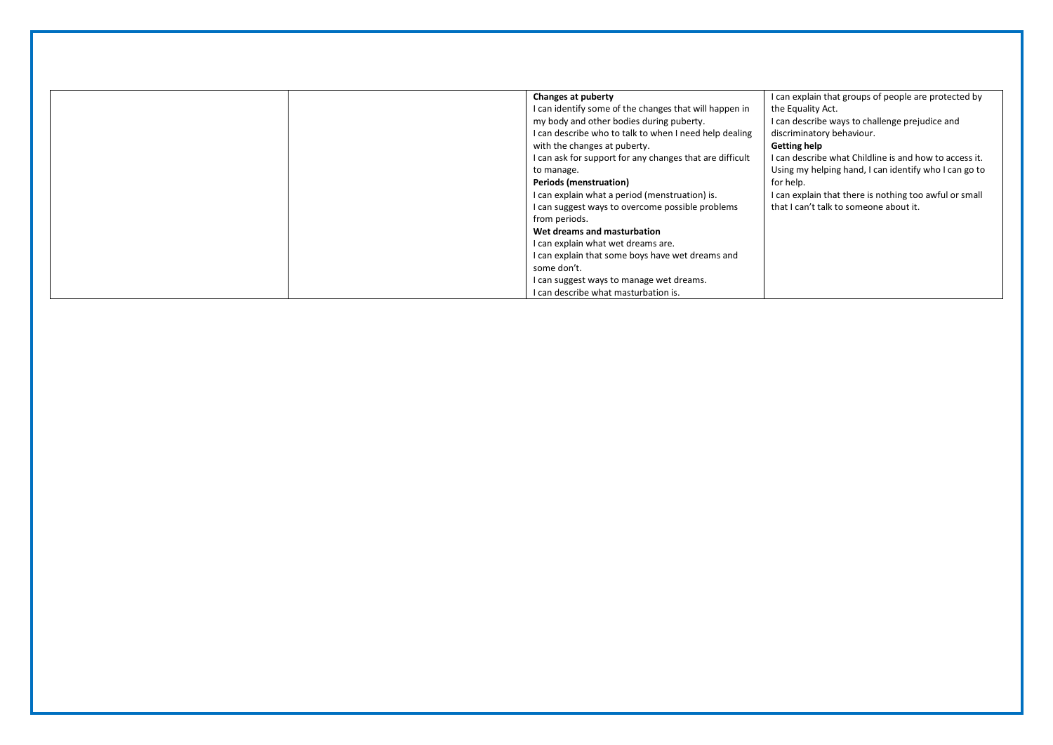| | | | |
|---|---|---|---|
| | | **Changes at puberty**<br>I can identify some of the changes that will happen in my body and other bodies during puberty.<br>I can describe who to talk to when I need help dealing with the changes at puberty.<br>I can ask for support for any changes that are difficult to manage.<br>**Periods (menstruation)**<br>I can explain what a period (menstruation) is.<br>I can suggest ways to overcome possible problems from periods.<br>**Wet dreams and masturbation**<br>I can explain what wet dreams are.<br>I can explain that some boys have wet dreams and some don't.<br>I can suggest ways to manage wet dreams.<br>I can describe what masturbation is. | I can explain that groups of people are protected by the Equality Act.<br>I can describe ways to challenge prejudice and discriminatory behaviour.<br>**Getting help**<br>I can describe what Childline is and how to access it.<br>Using my helping hand, I can identify who I can go to for help.<br>I can explain that there is nothing too awful or small that I can't talk to someone about it. |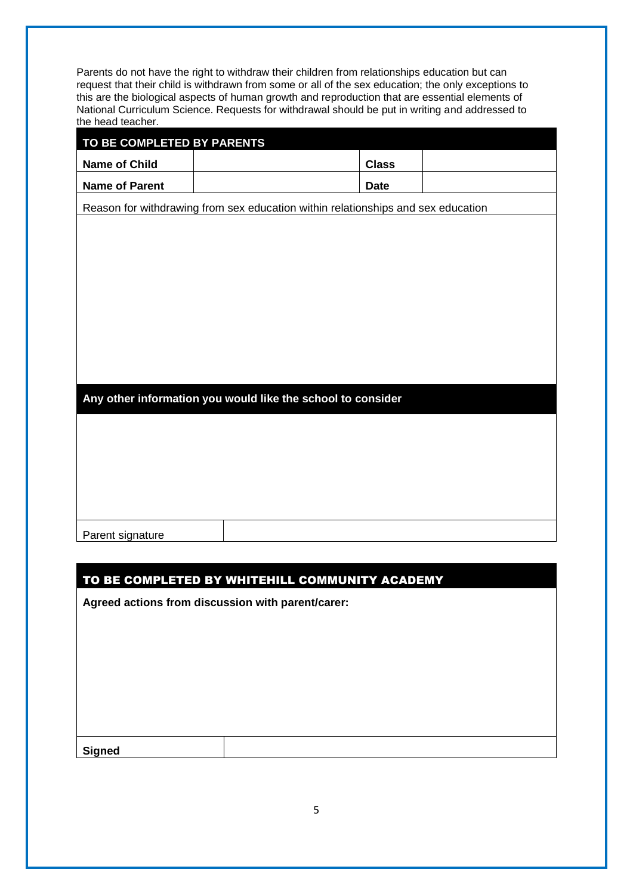Parents do not have the right to withdraw their children from relationships education but can request that their child is withdrawn from some or all of the sex education; the only exceptions to this are the biological aspects of human growth and reproduction that are essential elements of National Curriculum Science. Requests for withdrawal should be put in writing and addressed to the head teacher.

| **TO BE COMPLETED BY PARENTS** | | | |
|---|---|---|---|
| **Name of Child** | | **Class** | |
| **Name of Parent** | | **Date** | |
| Reason for withdrawing from sex education within relationships and sex education | | | |
| | | | |
| **Any other information you would like the school to consider** | | | |
| | | | |
| Parent signature | | | |

| **TO BE COMPLETED BY WHITEHILL COMMUNITY ACADEMY** | |
|---|---|
| **Agreed actions from discussion with parent/carer:** | |
| | |
| **Signed** | |